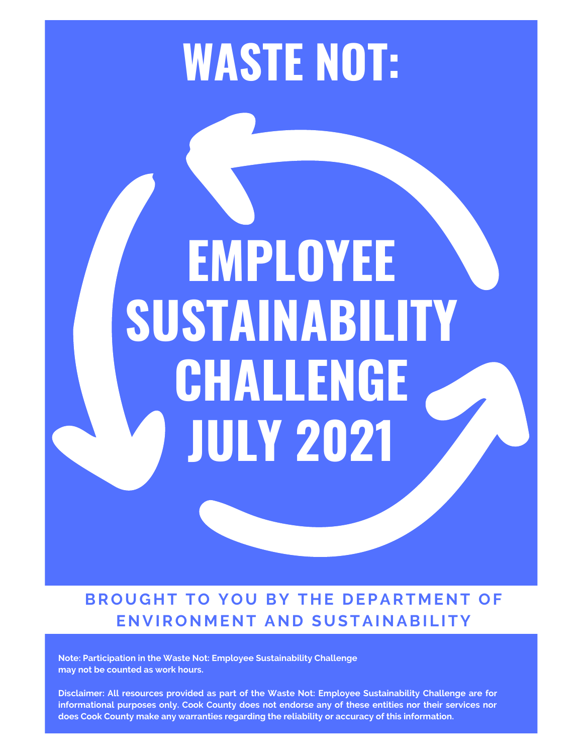# WASTE NOT:

# EMPLOYEE SUSTAINABILITY CHALLENGE JULY 2021

**BROUGHT TO YOU BY THE DEPARTMENT OF ENVIRONMENT AND SUSTAINABILITY**

**Note: Participation in the Waste Not: Employee Sustainability Challenge may not be counted as work hours.**

**Disclaimer: All resources provided as part of the Waste Not: Employee Sustainability Challenge are for informational purposes only. Cook County does not endorse any of these entities nor their services nor does Cook County make any warranties regarding the reliability or accuracy of this information.**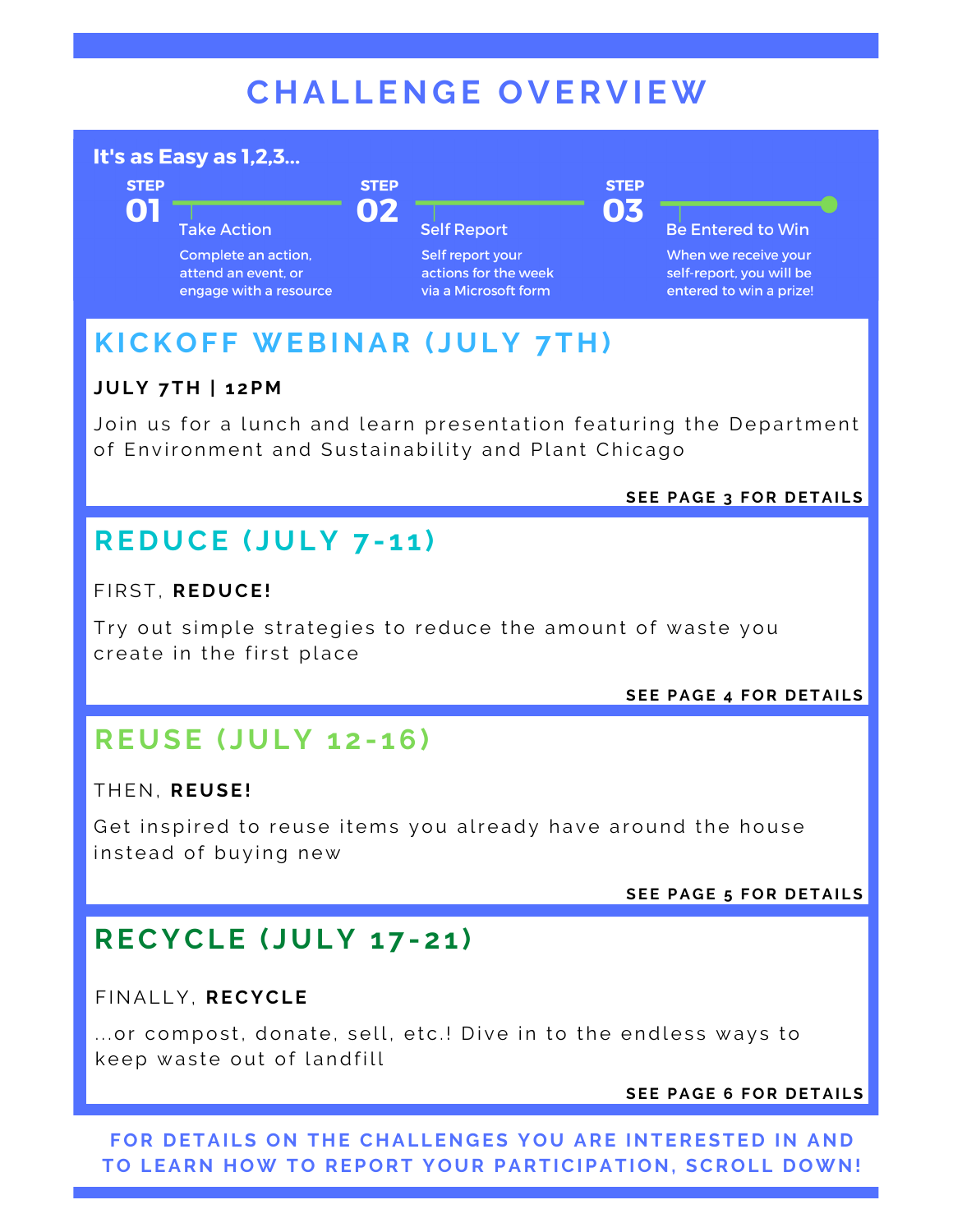# CHALLENGE OVERVIEW

**It's as Easy as 1,2,3...**

**STEP 01** — Take Action

Complete an action, attend an event, or engage with a resource

**STEP 02** — Self Report

Self report your actions for the week via a Microsoft form

**STEP 03** — Be Entered to Win

When we receive your self-report, you will be entered to win a prize!

## KICKOFF WEBINAR (JULY 7TH)

**JULY 7TH | 12PM**

Join us for a lunch and learn presentation featuring the Department of Environment and Sustainability and Plant Chicago

**SEE PAGE 3 FOR DETAILS**

## REDUCE (JULY 7-11)

FIRST, **REDUCE!**

Try out simple strategies to reduce the amount of waste you create in the first place

**SEE PAGE 4 FOR DETAILS**

## REUSE (JULY 12-16)

THEN, **REUSE!**

Get inspired to reuse items you already have around the house instead of buying new

**SEE PAGE 5 FOR DETAILS**

## RECYCLE (JULY 17-21)

FINALLY, **RECYCLE**

...or compost, donate, sell, etc.! Dive in to the endless ways to keep waste out of landfill

**SEE PAGE 6 FOR DETAILS**

**FOR DETAILS ON THE CHALLENGES YOU ARE INTERESTED IN AND TO LEARN HOW TO REPORT YOUR PARTICIPATION, SCROLL DOWN!**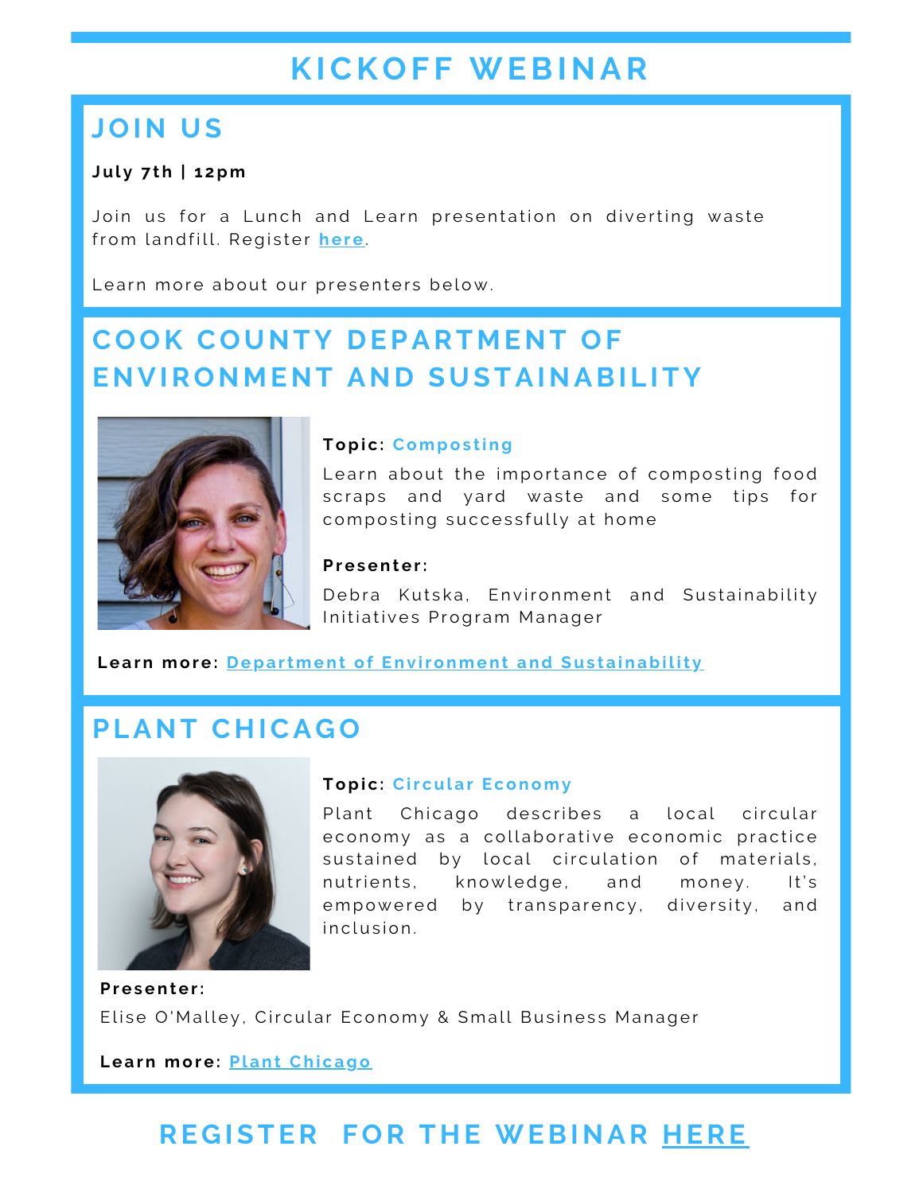# KICKOFF WEBINAR

## JOIN US

**July 7th | 12pm**

Join us for a Lunch and Learn presentation on diverting waste from landfill. Register **here**.

Learn more about our presenters below.

## COOK COUNTY DEPARTMENT OF ENVIRONMENT AND SUSTAINABILITY

**Topic:** Composting

Learn about the importance of composting food scraps and yard waste and some tips for composting successfully at home

**Presenter:**

Debra Kutska, Environment and Sustainability Initiatives Program Manager

**Learn more:** Department of Environment and Sustainability

## PLANT CHICAGO

**Topic:** Circular Economy

Plant Chicago describes a local circular economy as a collaborative economic practice sustained by local circulation of materials, nutrients, knowledge, and money. It's empowered by transparency, diversity, and inclusion.

**Presenter:**

Elise O'Malley, Circular Economy & Small Business Manager

**Learn more:** Plant Chicago

## REGISTER FOR THE WEBINAR HERE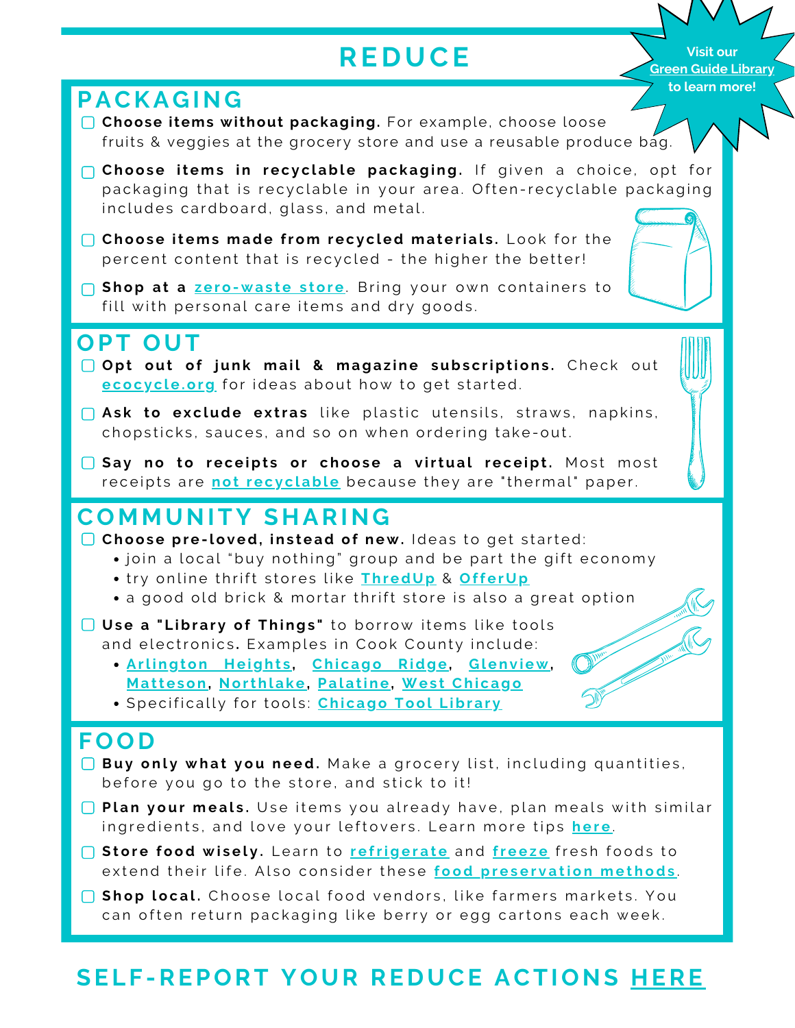# REDUCE

Visit our Green Guide Library to learn more!

## PACKAGING

- ☐ **Choose items without packaging.** For example, choose loose fruits & veggies at the grocery store and use a reusable produce bag.
- ☐ **Choose items in recyclable packaging.** If given a choice, opt for packaging that is recyclable in your area. Often-recyclable packaging includes cardboard, glass, and metal.
- ☐ **Choose items made from recycled materials.** Look for the percent content that is recycled - the higher the better!
- ☐ **Shop at a zero-waste store**. Bring your own containers to fill with personal care items and dry goods.

## OPT OUT

- ☐ **Opt out of junk mail & magazine subscriptions.** Check out ecocycle.org for ideas about how to get started.
- ☐ **Ask to exclude extras** like plastic utensils, straws, napkins, chopsticks, sauces, and so on when ordering take-out.
- ☐ **Say no to receipts or choose a virtual receipt.** Most most receipts are not recyclable because they are "thermal" paper.

## COMMUNITY SHARING

- ☐ **Choose pre-loved, instead of new.** Ideas to get started:
  - join a local "buy nothing" group and be part the gift economy
  - try online thrift stores like ThredUp & OfferUp
  - a good old brick & mortar thrift store is also a great option
- ☐ **Use a "Library of Things"** to borrow items like tools and electronics**.** Examples in Cook County include:
  - Arlington Heights, Chicago Ridge, Glenview, Matteson, Northlake, Palatine, West Chicago
  - Specifically for tools: Chicago Tool Library

## FOOD

- ☐ **Buy only what you need.** Make a grocery list, including quantities, before you go to the store, and stick to it!
- ☐ **Plan your meals.** Use items you already have, plan meals with similar ingredients, and love your leftovers. Learn more tips here.
- ☐ **Store food wisely.** Learn to refrigerate and freeze fresh foods to extend their life. Also consider these food preservation methods.
- ☐ **Shop local.** Choose local food vendors, like farmers markets. You can often return packaging like berry or egg cartons each week.

## SELF-REPORT YOUR REDUCE ACTIONS HERE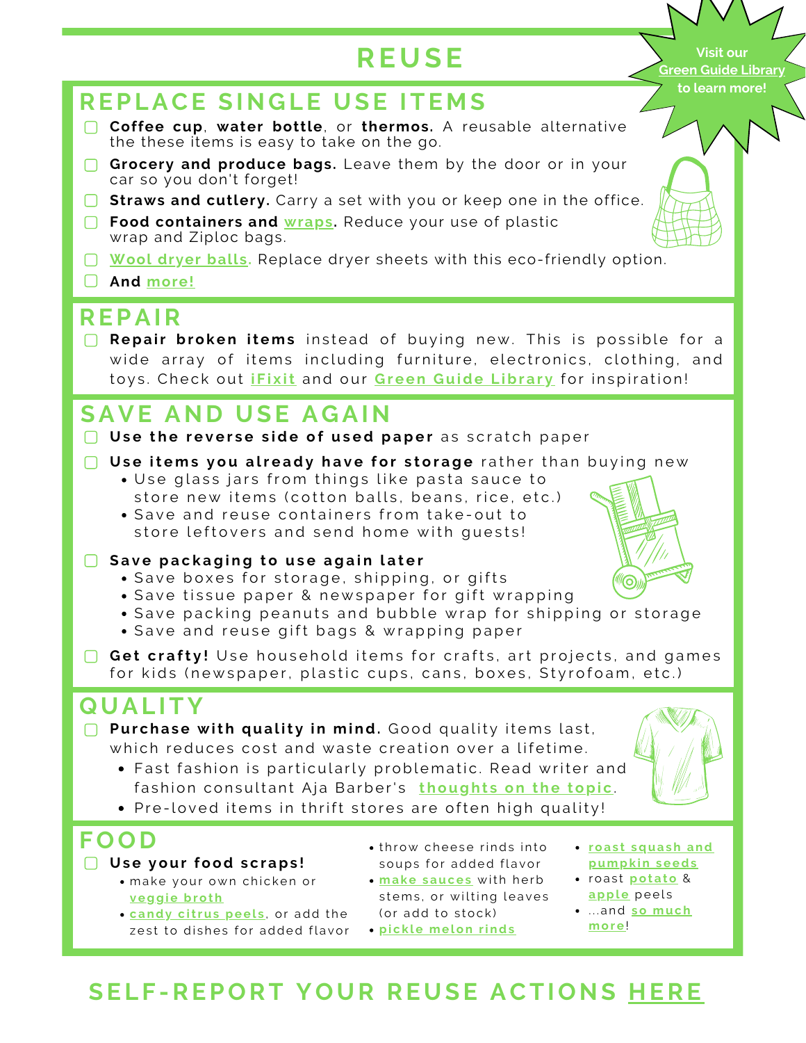# REUSE

Visit our **Green Guide Library** to learn more!

## REPLACE SINGLE USE ITEMS

- [ ] **Coffee cup**, **water bottle**, or **thermos.** A reusable alternative the these items is easy to take on the go.
- [ ] **Grocery and produce bags.** Leave them by the door or in your car so you don't forget!
- [ ] **Straws and cutlery.** Carry a set with you or keep one in the office.
- [ ] **Food containers and wraps.** Reduce your use of plastic wrap and Ziploc bags.
- [ ] Wool dryer balls. Replace dryer sheets with this eco-friendly option.
- [ ] **And more!**

## REPAIR

- [ ] **Repair broken items** instead of buying new. This is possible for a wide array of items including furniture, electronics, clothing, and toys. Check out iFixit and our Green Guide Library for inspiration!

## SAVE AND USE AGAIN

- [ ] **Use the reverse side of used paper** as scratch paper
- [ ] **Use items you already have for storage** rather than buying new
  - Use glass jars from things like pasta sauce to store new items (cotton balls, beans, rice, etc.)
  - Save and reuse containers from take-out to store leftovers and send home with guests!
- [ ] **Save packaging to use again later**
  - Save boxes for storage, shipping, or gifts
  - Save tissue paper & newspaper for gift wrapping
  - Save packing peanuts and bubble wrap for shipping or storage
  - Save and reuse gift bags & wrapping paper
- [ ] **Get crafty!** Use household items for crafts, art projects, and games for kids (newspaper, plastic cups, cans, boxes, Styrofoam, etc.)

## QUALITY

- [ ] **Purchase with quality in mind.** Good quality items last, which reduces cost and waste creation over a lifetime.
  - Fast fashion is particularly problematic. Read writer and fashion consultant Aja Barber's thoughts on the topic.
  - Pre-loved items in thrift stores are often high quality!

## FOOD

- [ ] **Use your food scraps!**
  - make your own chicken or veggie broth
  - candy citrus peels, or add the zest to dishes for added flavor
  - throw cheese rinds into soups for added flavor
  - make sauces with herb stems, or wilting leaves (or add to stock)
  - pickle melon rinds
  - roast squash and pumpkin seeds
  - roast potato & apple peels
  - ...and so much more!

## SELF-REPORT YOUR REUSE ACTIONS HERE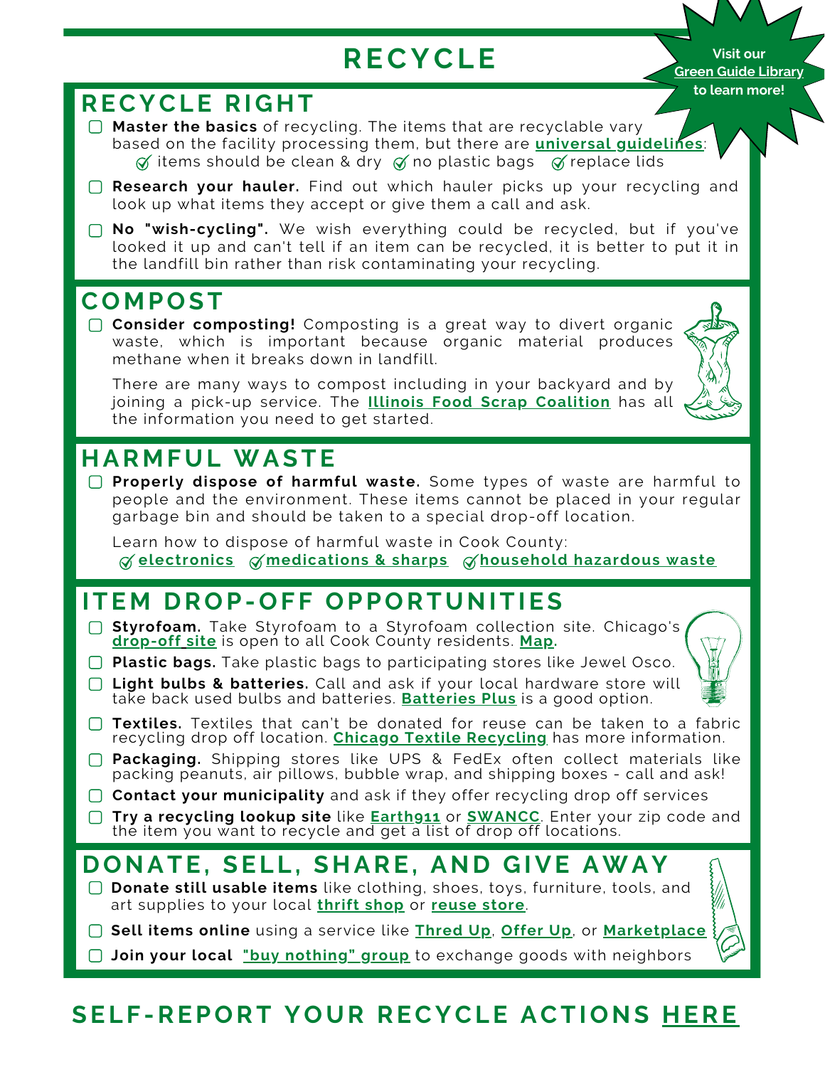# RECYCLE

Visit our **Green Guide Library** to learn more!

## RECYCLE RIGHT

- ☐ **Master the basics** of recycling. The items that are recyclable vary based on the facility processing them, but there are **universal guidelines**:
  - ✓ items should be clean & dry ✓ no plastic bags ✓ replace lids
- ☐ **Research your hauler.** Find out which hauler picks up your recycling and look up what items they accept or give them a call and ask.
- ☐ **No "wish-cycling".** We wish everything could be recycled, but if you've looked it up and can't tell if an item can be recycled, it is better to put it in the landfill bin rather than risk contaminating your recycling.

## COMPOST

- ☐ **Consider composting!** Composting is a great way to divert organic waste, which is important because organic material produces methane when it breaks down in landfill.

  There are many ways to compost including in your backyard and by joining a pick-up service. The **Illinois Food Scrap Coalition** has all the information you need to get started.

## HARMFUL WASTE

- ☐ **Properly dispose of harmful waste.** Some types of waste are harmful to people and the environment. These items cannot be placed in your regular garbage bin and should be taken to a special drop-off location.

  Learn how to dispose of harmful waste in Cook County:
  - ✓ **electronics** ✓ **medications & sharps** ✓ **household hazardous waste**

## ITEM DROP-OFF OPPORTUNITIES

- ☐ **Styrofoam.** Take Styrofoam to a Styrofoam collection site. Chicago's **drop-off site** is open to all Cook County residents. **Map.**
- ☐ **Plastic bags.** Take plastic bags to participating stores like Jewel Osco.
- ☐ **Light bulbs & batteries.** Call and ask if your local hardware store will take back used bulbs and batteries. **Batteries Plus** is a good option.
- ☐ **Textiles.** Textiles that can't be donated for reuse can be taken to a fabric recycling drop off location. **Chicago Textile Recycling** has more information.
- ☐ **Packaging.** Shipping stores like UPS & FedEx often collect materials like packing peanuts, air pillows, bubble wrap, and shipping boxes - call and ask!
- ☐ **Contact your municipality** and ask if they offer recycling drop off services
- ☐ **Try a recycling lookup site** like **Earth911** or **SWANCC**. Enter your zip code and the item you want to recycle and get a list of drop off locations.

## DONATE, SELL, SHARE, AND GIVE AWAY

- ☐ **Donate still usable items** like clothing, shoes, toys, furniture, tools, and art supplies to your local **thrift shop** or **reuse store**.
- ☐ **Sell items online** using a service like **Thred Up**, **Offer Up**, or **Marketplace**
- ☐ **Join your local "buy nothing" group** to exchange goods with neighbors

## SELF-REPORT YOUR RECYCLE ACTIONS HERE